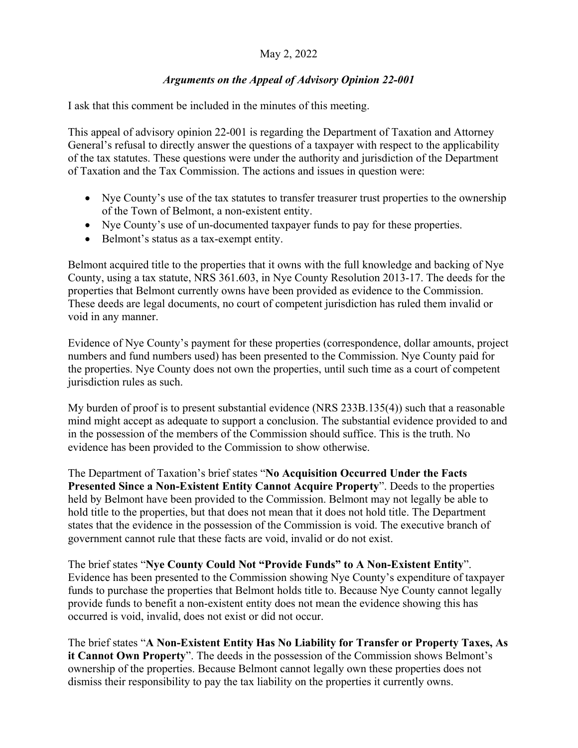May 2, 2022

***Arguments on the Appeal of Advisory Opinion 22-001***

I ask that this comment be included in the minutes of this meeting.

This appeal of advisory opinion 22-001 is regarding the Department of Taxation and Attorney General's refusal to directly answer the questions of a taxpayer with respect to the applicability of the tax statutes. These questions were under the authority and jurisdiction of the Department of Taxation and the Tax Commission. The actions and issues in question were:

- Nye County's use of the tax statutes to transfer treasurer trust properties to the ownership of the Town of Belmont, a non-existent entity.
- Nye County's use of un-documented taxpayer funds to pay for these properties.
- Belmont's status as a tax-exempt entity.

Belmont acquired title to the properties that it owns with the full knowledge and backing of Nye County, using a tax statute, NRS 361.603, in Nye County Resolution 2013-17. The deeds for the properties that Belmont currently owns have been provided as evidence to the Commission. These deeds are legal documents, no court of competent jurisdiction has ruled them invalid or void in any manner.

Evidence of Nye County's payment for these properties (correspondence, dollar amounts, project numbers and fund numbers used) has been presented to the Commission. Nye County paid for the properties. Nye County does not own the properties, until such time as a court of competent jurisdiction rules as such.

My burden of proof is to present substantial evidence (NRS 233B.135(4)) such that a reasonable mind might accept as adequate to support a conclusion. The substantial evidence provided to and in the possession of the members of the Commission should suffice. This is the truth. No evidence has been provided to the Commission to show otherwise.

The Department of Taxation's brief states "**No Acquisition Occurred Under the Facts Presented Since a Non-Existent Entity Cannot Acquire Property**". Deeds to the properties held by Belmont have been provided to the Commission. Belmont may not legally be able to hold title to the properties, but that does not mean that it does not hold title. The Department states that the evidence in the possession of the Commission is void. The executive branch of government cannot rule that these facts are void, invalid or do not exist.

The brief states "**Nye County Could Not "Provide Funds" to A Non-Existent Entity**". Evidence has been presented to the Commission showing Nye County's expenditure of taxpayer funds to purchase the properties that Belmont holds title to. Because Nye County cannot legally provide funds to benefit a non-existent entity does not mean the evidence showing this has occurred is void, invalid, does not exist or did not occur.

The brief states "**A Non-Existent Entity Has No Liability for Transfer or Property Taxes, As it Cannot Own Property**". The deeds in the possession of the Commission shows Belmont's ownership of the properties. Because Belmont cannot legally own these properties does not dismiss their responsibility to pay the tax liability on the properties it currently owns.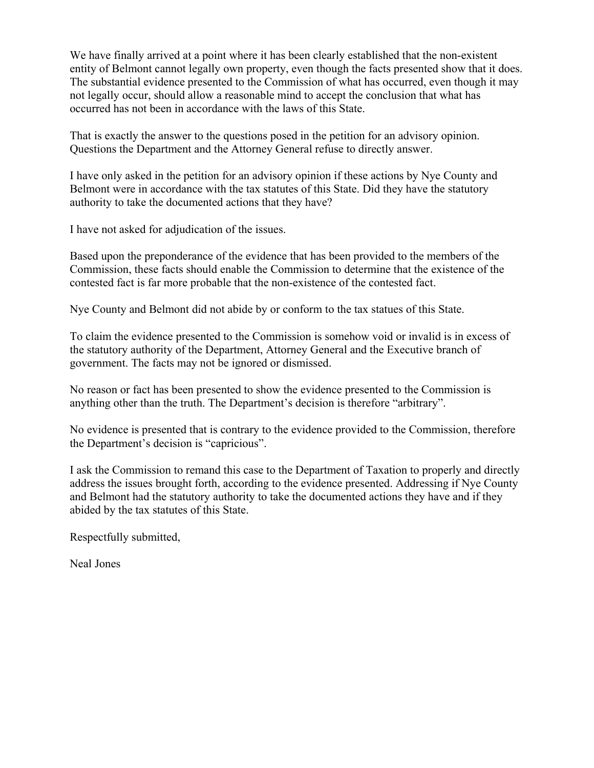We have finally arrived at a point where it has been clearly established that the non-existent entity of Belmont cannot legally own property, even though the facts presented show that it does. The substantial evidence presented to the Commission of what has occurred, even though it may not legally occur, should allow a reasonable mind to accept the conclusion that what has occurred has not been in accordance with the laws of this State.

That is exactly the answer to the questions posed in the petition for an advisory opinion. Questions the Department and the Attorney General refuse to directly answer.

I have only asked in the petition for an advisory opinion if these actions by Nye County and Belmont were in accordance with the tax statutes of this State. Did they have the statutory authority to take the documented actions that they have?

I have not asked for adjudication of the issues.

Based upon the preponderance of the evidence that has been provided to the members of the Commission, these facts should enable the Commission to determine that the existence of the contested fact is far more probable that the non-existence of the contested fact.

Nye County and Belmont did not abide by or conform to the tax statues of this State.

To claim the evidence presented to the Commission is somehow void or invalid is in excess of the statutory authority of the Department, Attorney General and the Executive branch of government. The facts may not be ignored or dismissed.

No reason or fact has been presented to show the evidence presented to the Commission is anything other than the truth. The Department's decision is therefore "arbitrary".

No evidence is presented that is contrary to the evidence provided to the Commission, therefore the Department's decision is "capricious".

I ask the Commission to remand this case to the Department of Taxation to properly and directly address the issues brought forth, according to the evidence presented. Addressing if Nye County and Belmont had the statutory authority to take the documented actions they have and if they abided by the tax statutes of this State.

Respectfully submitted,

Neal Jones